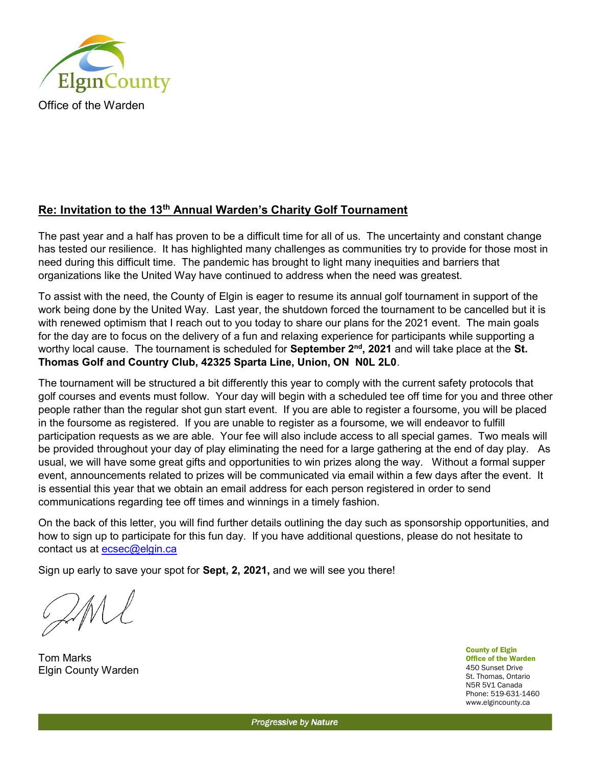Elgin County

Office of the Warden

## Re: Invitation to the 13th Annual Warden's Charity Golf Tournament

The past year and a half has proven to be a difficult time for all of us. The uncertainty and constant change has tested our resilience. It has highlighted many challenges as communities try to provide for those most in need during this difficult time. The pandemic has brought to light many inequities and barriers that organizations like the United Way have continued to address when the need was greatest.

To assist with the need, the County of Elgin is eager to resume its annual golf tournament in support of the work being done by the United Way. Last year, the shutdown forced the tournament to be cancelled but it is with renewed optimism that I reach out to you today to share our plans for the 2021 event. The main goals for the day are to focus on the delivery of a fun and relaxing experience for participants while supporting a worthy local cause. The tournament is scheduled for **September 2nd, 2021** and will take place at the **St. Thomas Golf and Country Club, 42325 Sparta Line, Union, ON N0L 2L0**.

The tournament will be structured a bit differently this year to comply with the current safety protocols that golf courses and events must follow. Your day will begin with a scheduled tee off time for you and three other people rather than the regular shot gun start event. If you are able to register a foursome, you will be placed in the foursome as registered. If you are unable to register as a foursome, we will endeavor to fulfill participation requests as we are able. Your fee will also include access to all special games. Two meals will be provided throughout your day of play eliminating the need for a large gathering at the end of day play. As usual, we will have some great gifts and opportunities to win prizes along the way. Without a formal supper event, announcements related to prizes will be communicated via email within a few days after the event. It is essential this year that we obtain an email address for each person registered in order to send communications regarding tee off times and winnings in a timely fashion.

On the back of this letter, you will find further details outlining the day such as sponsorship opportunities, and how to sign up to participate for this fun day. If you have additional questions, please do not hesitate to contact us at ecsec@elgin.ca

Sign up early to save your spot for **Sept, 2, 2021,** and we will see you there!

Tom Marks
Elgin County Warden

**County of Elgin**
**Office of the Warden**
450 Sunset Drive
St. Thomas, Ontario
N5R 5V1 Canada
Phone: 519-631-1460
www.elgincounty.ca

*Progressive by Nature*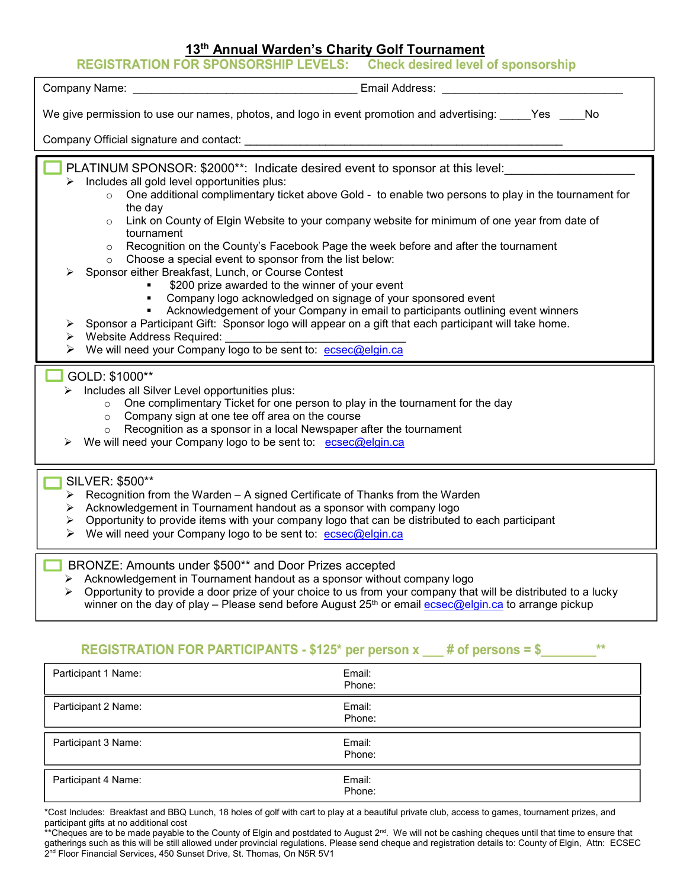# 13th Annual Warden's Charity Golf Tournament

## REGISTRATION FOR SPONSORSHIP LEVELS: Check desired level of sponsorship

Company Name: ___________________________________ Email Address: ____________________________

We give permission to use our names, photos, and logo in event promotion and advertising: _____Yes ____No

Company Official signature and contact: __________________________________________________

---

☐ PLATINUM SPONSOR: $2000**: Indicate desired event to sponsor at this level:___________________

- Includes all gold level opportunities plus:
  - One additional complimentary ticket above Gold - to enable two persons to play in the tournament for the day
  - Link on County of Elgin Website to your company website for minimum of one year from date of tournament
  - Recognition on the County's Facebook Page the week before and after the tournament
  - Choose a special event to sponsor from the list below:
- Sponsor either Breakfast, Lunch, or Course Contest
  - $200 prize awarded to the winner of your event
  - Company logo acknowledged on signage of your sponsored event
  - Acknowledgement of your Company in email to participants outlining event winners
- Sponsor a Participant Gift: Sponsor logo will appear on a gift that each participant will take home.
- Website Address Required: ___________________________
- We will need your Company logo to be sent to: ecsec@elgin.ca

---

☐ GOLD: $1000**

- Includes all Silver Level opportunities plus:
  - One complimentary Ticket for one person to play in the tournament for the day
  - Company sign at one tee off area on the course
  - Recognition as a sponsor in a local Newspaper after the tournament
- We will need your Company logo to be sent to: ecsec@elgin.ca

---

☐ SILVER: $500**

- Recognition from the Warden – A signed Certificate of Thanks from the Warden
- Acknowledgement in Tournament handout as a sponsor with company logo
- Opportunity to provide items with your company logo that can be distributed to each participant
- We will need your Company logo to be sent to: ecsec@elgin.ca

---

☐ BRONZE: Amounts under $500** and Door Prizes accepted

- Acknowledgement in Tournament handout as a sponsor without company logo
- Opportunity to provide a door prize of your choice to us from your company that will be distributed to a lucky winner on the day of play – Please send before August 25th or email ecsec@elgin.ca to arrange pickup

## REGISTRATION FOR PARTICIPANTS - $125* per person x ___ # of persons = $________**

| | |
|---|---|
| Participant 1 Name: | Email:<br>Phone: |
| Participant 2 Name: | Email:<br>Phone: |
| Participant 3 Name: | Email:<br>Phone: |
| Participant 4 Name: | Email:<br>Phone: |

*Cost Includes: Breakfast and BBQ Lunch, 18 holes of golf with cart to play at a beautiful private club, access to games, tournament prizes, and participant gifts at no additional cost

**Cheques are to be made payable to the County of Elgin and postdated to August 2nd. We will not be cashing cheques until that time to ensure that gatherings such as this will be still allowed under provincial regulations. Please send cheque and registration details to: County of Elgin, Attn: ECSEC 2nd Floor Financial Services, 450 Sunset Drive, St. Thomas, On N5R 5V1